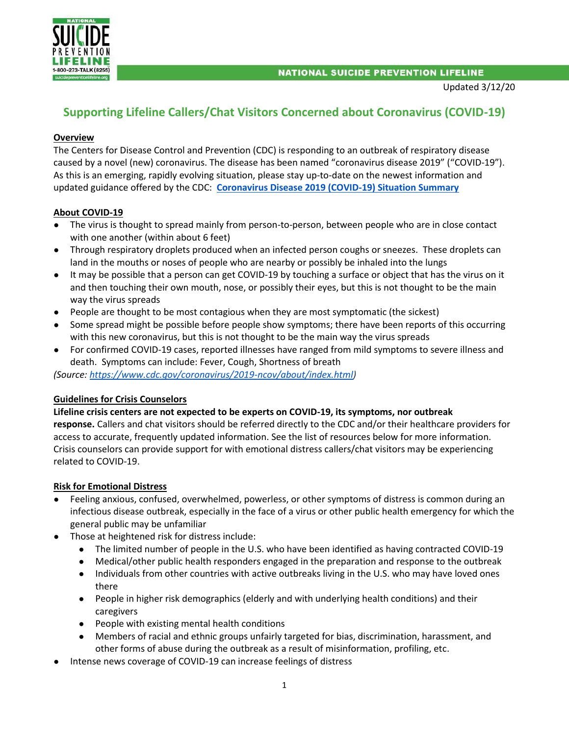NATIONAL SUICIDE PREVENTION LIFELINE

Updated 3/12/20

# Supporting Lifeline Callers/Chat Visitors Concerned about Coronavirus (COVID-19)

## Overview

The Centers for Disease Control and Prevention (CDC) is responding to an outbreak of respiratory disease caused by a novel (new) coronavirus. The disease has been named "coronavirus disease 2019" ("COVID-19"). As this is an emerging, rapidly evolving situation, please stay up-to-date on the newest information and updated guidance offered by the CDC: **Coronavirus Disease 2019 (COVID-19) Situation Summary**

## About COVID-19

- The virus is thought to spread mainly from person-to-person, between people who are in close contact with one another (within about 6 feet)
- Through respiratory droplets produced when an infected person coughs or sneezes. These droplets can land in the mouths or noses of people who are nearby or possibly be inhaled into the lungs
- It may be possible that a person can get COVID-19 by touching a surface or object that has the virus on it and then touching their own mouth, nose, or possibly their eyes, but this is not thought to be the main way the virus spreads
- People are thought to be most contagious when they are most symptomatic (the sickest)
- Some spread might be possible before people show symptoms; there have been reports of this occurring with this new coronavirus, but this is not thought to be the main way the virus spreads
- For confirmed COVID-19 cases, reported illnesses have ranged from mild symptoms to severe illness and death. Symptoms can include: Fever, Cough, Shortness of breath

*(Source: https://www.cdc.gov/coronavirus/2019-ncov/about/index.html)*

## Guidelines for Crisis Counselors

**Lifeline crisis centers are not expected to be experts on COVID-19, its symptoms, nor outbreak response.** Callers and chat visitors should be referred directly to the CDC and/or their healthcare providers for access to accurate, frequently updated information. See the list of resources below for more information. Crisis counselors can provide support for with emotional distress callers/chat visitors may be experiencing related to COVID-19.

## Risk for Emotional Distress

- Feeling anxious, confused, overwhelmed, powerless, or other symptoms of distress is common during an infectious disease outbreak, especially in the face of a virus or other public health emergency for which the general public may be unfamiliar
- Those at heightened risk for distress include:
  - The limited number of people in the U.S. who have been identified as having contracted COVID-19
  - Medical/other public health responders engaged in the preparation and response to the outbreak
  - Individuals from other countries with active outbreaks living in the U.S. who may have loved ones there
  - People in higher risk demographics (elderly and with underlying health conditions) and their caregivers
  - People with existing mental health conditions
  - Members of racial and ethnic groups unfairly targeted for bias, discrimination, harassment, and other forms of abuse during the outbreak as a result of misinformation, profiling, etc.
- Intense news coverage of COVID-19 can increase feelings of distress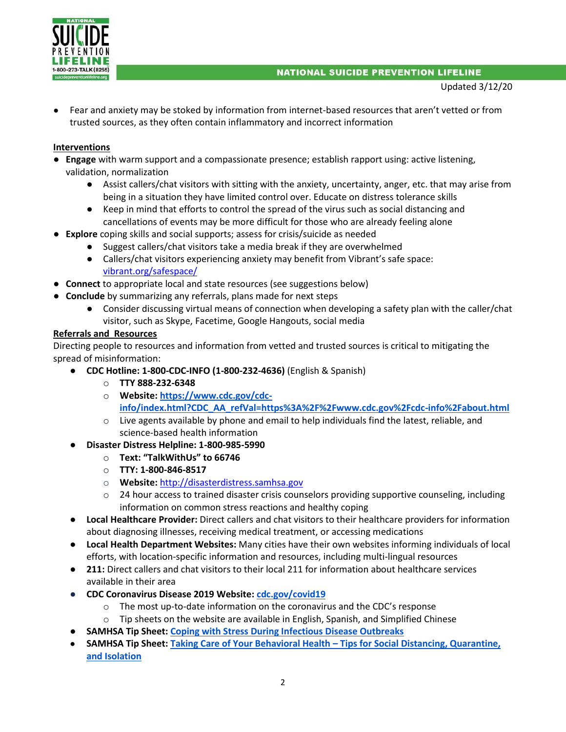- Fear and anxiety may be stoked by information from internet-based resources that aren't vetted or from trusted sources, as they often contain inflammatory and incorrect information

**Interventions**

- **Engage** with warm support and a compassionate presence; establish rapport using: active listening, validation, normalization
  - Assist callers/chat visitors with sitting with the anxiety, uncertainty, anger, etc. that may arise from being in a situation they have limited control over. Educate on distress tolerance skills
  - Keep in mind that efforts to control the spread of the virus such as social distancing and cancellations of events may be more difficult for those who are already feeling alone
- **Explore** coping skills and social supports; assess for crisis/suicide as needed
  - Suggest callers/chat visitors take a media break if they are overwhelmed
  - Callers/chat visitors experiencing anxiety may benefit from Vibrant's safe space: [vibrant.org/safespace/](vibrant.org/safespace/)
- **Connect** to appropriate local and state resources (see suggestions below)
- **Conclude** by summarizing any referrals, plans made for next steps
  - Consider discussing virtual means of connection when developing a safety plan with the caller/chat visitor, such as Skype, Facetime, Google Hangouts, social media

**Referrals and Resources**

Directing people to resources and information from vetted and trusted sources is critical to mitigating the spread of misinformation:

- **CDC Hotline: 1-800-CDC-INFO (1-800-232-4636)** (English & Spanish)
  - **TTY 888-232-6348**
  - **Website: [https://www.cdc.gov/cdc-info/index.html?CDC_AA_refVal=https%3A%2F%2Fwww.cdc.gov%2Fcdc-info%2Fabout.html](https://www.cdc.gov/cdc-info/index.html?CDC_AA_refVal=https%3A%2F%2Fwww.cdc.gov%2Fcdc-info%2Fabout.html)**
  - Live agents available by phone and email to help individuals find the latest, reliable, and science-based health information
- **Disaster Distress Helpline: 1-800-985-5990**
  - **Text: "TalkWithUs" to 66746**
  - **TTY: 1-800-846-8517**
  - **Website:** [http://disasterdistress.samhsa.gov](http://disasterdistress.samhsa.gov)
  - 24 hour access to trained disaster crisis counselors providing supportive counseling, including information on common stress reactions and healthy coping
- **Local Healthcare Provider:** Direct callers and chat visitors to their healthcare providers for information about diagnosing illnesses, receiving medical treatment, or accessing medications
- **Local Health Department Websites:** Many cities have their own websites informing individuals of local efforts, with location-specific information and resources, including multi-lingual resources
- **211:** Direct callers and chat visitors to their local 211 for information about healthcare services available in their area
- **CDC Coronavirus Disease 2019 Website: [cdc.gov/covid19](cdc.gov/covid19)**
  - The most up-to-date information on the coronavirus and the CDC's response
  - Tip sheets on the website are available in English, Spanish, and Simplified Chinese
- **SAMHSA Tip Sheet: Coping with Stress During Infectious Disease Outbreaks**
- **SAMHSA Tip Sheet: Taking Care of Your Behavioral Health – Tips for Social Distancing, Quarantine, and Isolation**